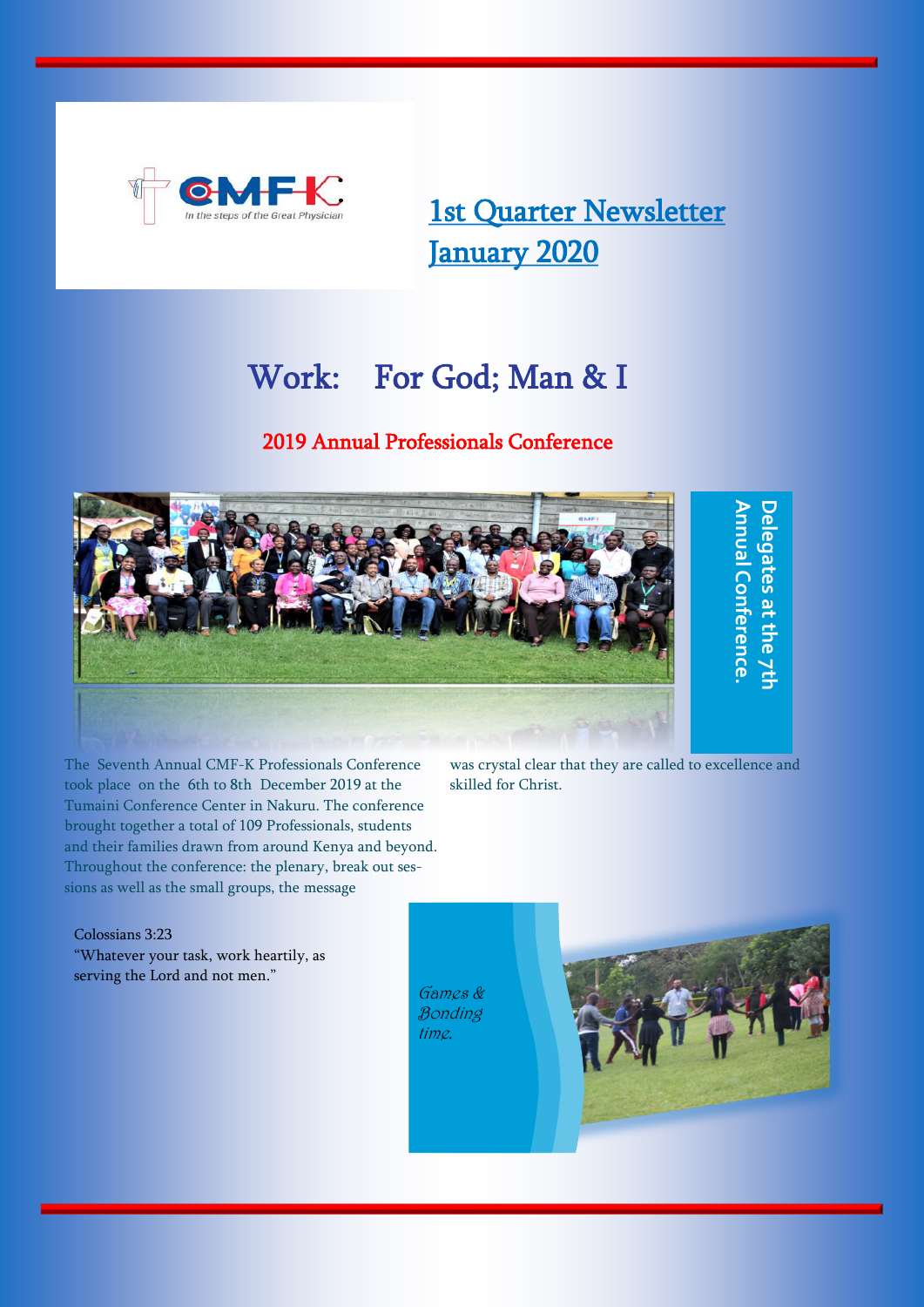CMFK

In the steps of the Great Physician

# 1st Quarter Newsletter January 2020

## Work: For God; Man & I

### 2019 Annual Professionals Conference

Delegates at the 7th Annual Conference.

The Seventh Annual CMF-K Professionals Conference took place on the 6th to 8th December 2019 at the Tumaini Conference Center in Nakuru. The conference brought together a total of 109 Professionals, students and their families drawn from around Kenya and beyond. Throughout the conference: the plenary, break out sessions as well as the small groups, the message was crystal clear that they are called to excellence and skilled for Christ.

Colossians 3:23
"Whatever your task, work heartily, as serving the Lord and not men."

*Games & Bonding time.*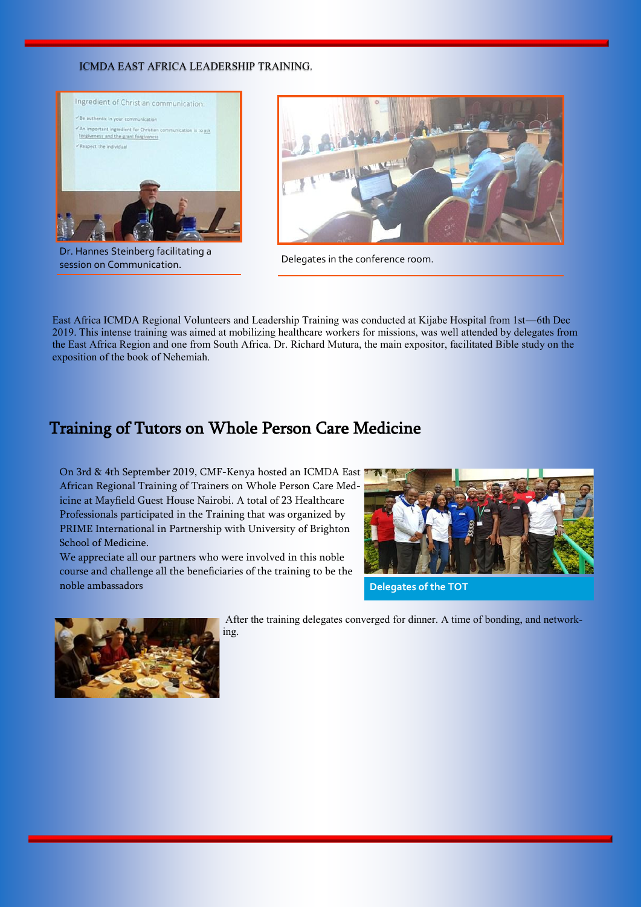ICMDA EAST AFRICA LEADERSHIP TRAINING.

Dr. Hannes Steinberg facilitating a session on Communication.

Delegates in the conference room.

East Africa ICMDA Regional Volunteers and Leadership Training was conducted at Kijabe Hospital from 1st—6th Dec 2019. This intense training was aimed at mobilizing healthcare workers for missions, was well attended by delegates from the East Africa Region and one from South Africa. Dr. Richard Mutura, the main expositor, facilitated Bible study on the exposition of the book of Nehemiah.

## Training of Tutors on Whole Person Care Medicine

On 3rd & 4th September 2019, CMF-Kenya hosted an ICMDA East African Regional Training of Trainers on Whole Person Care Medicine at Mayfield Guest House Nairobi. A total of 23 Healthcare Professionals participated in the Training that was organized by PRIME International in Partnership with University of Brighton School of Medicine.

We appreciate all our partners who were involved in this noble course and challenge all the beneficiaries of the training to be the noble ambassadors

**Delegates of the TOT**

After the training delegates converged for dinner. A time of bonding, and networking.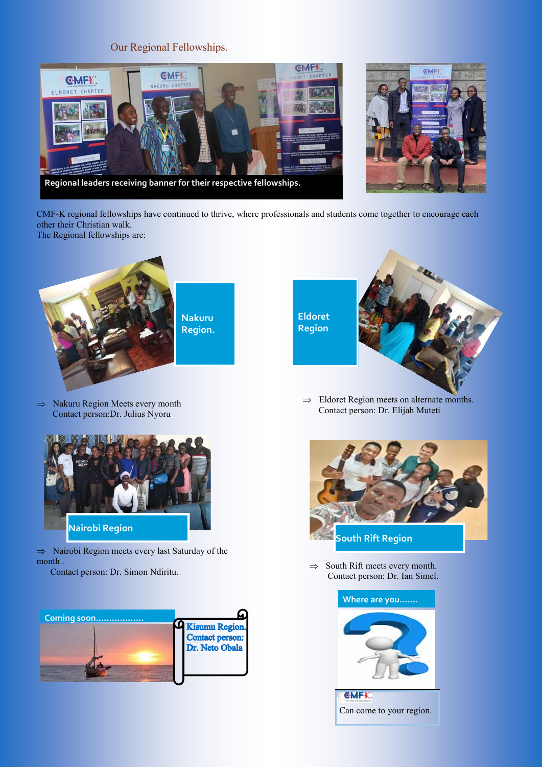## Our Regional Fellowships.

Regional leaders receiving banner for their respective fellowships.

CMF-K regional fellowships have continued to thrive, where professionals and students come together to encourage each other their Christian walk.

The Regional fellowships are:

**Nakuru Region.**

- ⇒ Nakuru Region Meets every month
  Contact person:Dr. Julius Nyoru

**Eldoret Region**

- ⇒ Eldoret Region meets on alternate months.
  Contact person: Dr. Elijah Muteti

**Nairobi Region**

- ⇒ Nairobi Region meets every last Saturday of the month .
  Contact person: Dr. Simon Ndiritu.

**South Rift Region**

- ⇒ South Rift meets every month.
  Contact person: Dr. Ian Simel.

**Coming soon..................**

**Kisumu Region.**
**Contact person:**
**Dr. Neto Obala**

**Where are you.......**

CMF-K Can come to your region.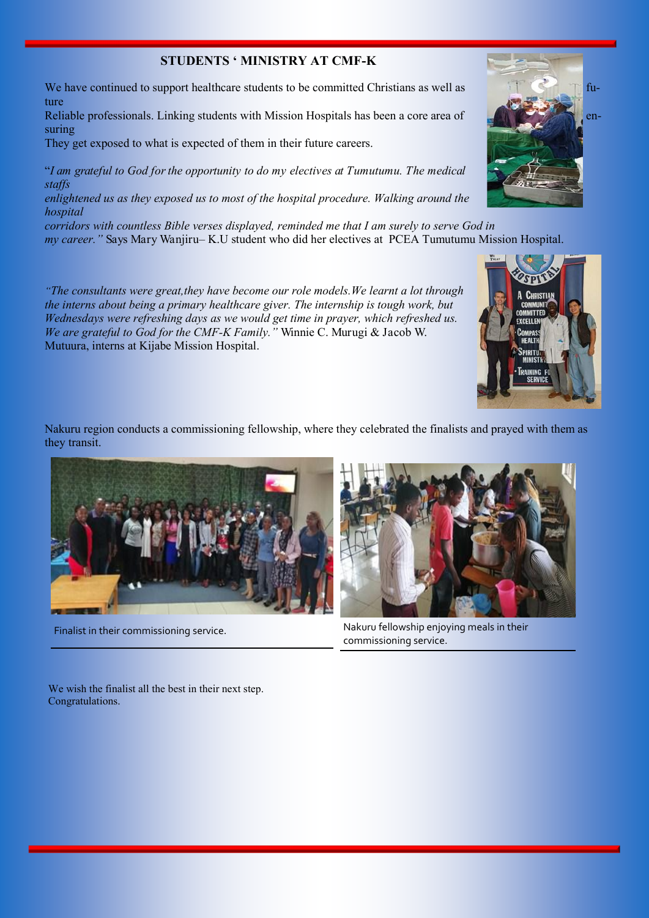## STUDENTS ' MINISTRY AT CMF-K

We have continued to support healthcare students to be committed Christians as well as future Reliable professionals. Linking students with Mission Hospitals has been a core area of ensuring They get exposed to what is expected of them in their future careers.

"*I am grateful to God for the opportunity to do my electives at Tumutumu. The medical staffs enlightened us as they exposed us to most of the hospital procedure. Walking around the hospital corridors with countless Bible verses displayed, reminded me that I am surely to serve God in my career."* Says Mary Wanjiru– K.U student who did her electives at PCEA Tumutumu Mission Hospital.

*"The consultants were great,they have become our role models.We learnt a lot through the interns about being a primary healthcare giver. The internship is tough work, but Wednesdays were refreshing days as we would get time in prayer, which refreshed us. We are grateful to God for the CMF-K Family."* Winnie C. Murugi & Jacob W. Mutuura, interns at Kijabe Mission Hospital.

Nakuru region conducts a commissioning fellowship, where they celebrated the finalists and prayed with them as they transit.

Finalist in their commissioning service.

Nakuru fellowship enjoying meals in their commissioning service.

We wish the finalist all the best in their next step.
Congratulations.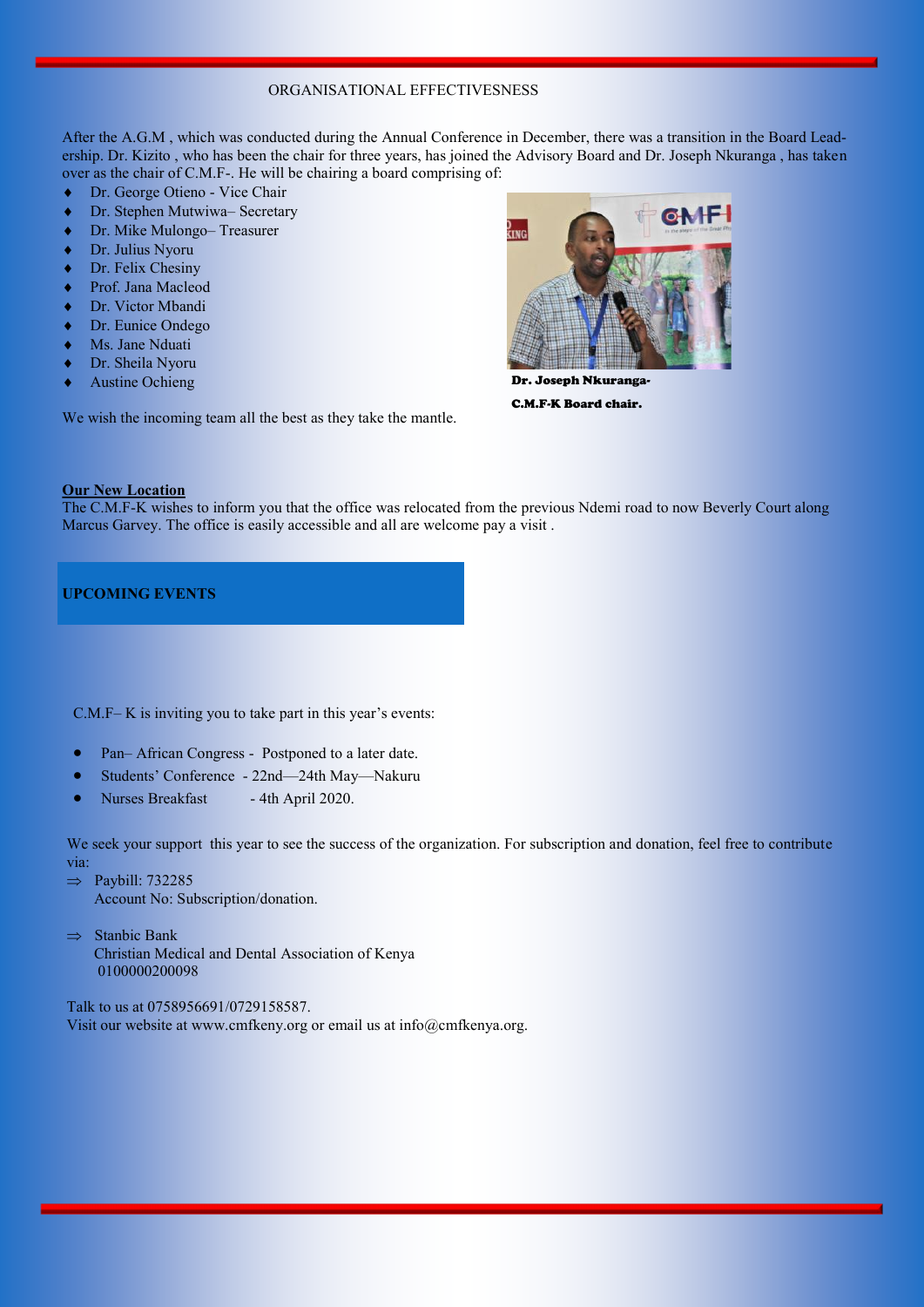## ORGANISATIONAL EFFECTIVESNESS

After the A.G.M , which was conducted during the Annual Conference in December, there was a transition in the Board Leadership. Dr. Kizito , who has been the chair for three years, has joined the Advisory Board and Dr. Joseph Nkuranga , has taken over as the chair of C.M.F-. He will be chairing a board comprising of:

- Dr. George Otieno - Vice Chair
- Dr. Stephen Mutwiwa– Secretary
- Dr. Mike Mulongo– Treasurer
- Dr. Julius Nyoru
- Dr. Felix Chesiny
- Prof. Jana Macleod
- Dr. Victor Mbandi
- Dr. Eunice Ondego
- Ms. Jane Nduati
- Dr. Sheila Nyoru
- Austine Ochieng

**Dr. Joseph Nkuranga- C.M.F-K Board chair.**

We wish the incoming team all the best as they take the mantle.

### Our New Location

The C.M.F-K wishes to inform you that the office was relocated from the previous Ndemi road to now Beverly Court along Marcus Garvey. The office is easily accessible and all are welcome pay a visit .

## UPCOMING EVENTS

C.M.F– K is inviting you to take part in this year's events:

- Pan– African Congress - Postponed to a later date.
- Students' Conference - 22nd—24th May—Nakuru
- Nurses Breakfast - 4th April 2020.

We seek your support this year to see the success of the organization. For subscription and donation, feel free to contribute via:

⇒ Paybill: 732285
Account No: Subscription/donation.

⇒ Stanbic Bank
Christian Medical and Dental Association of Kenya
0100000200098

Talk to us at 0758956691/0729158587.
Visit our website at www.cmfkeny.org or email us at info@cmfkenya.org.